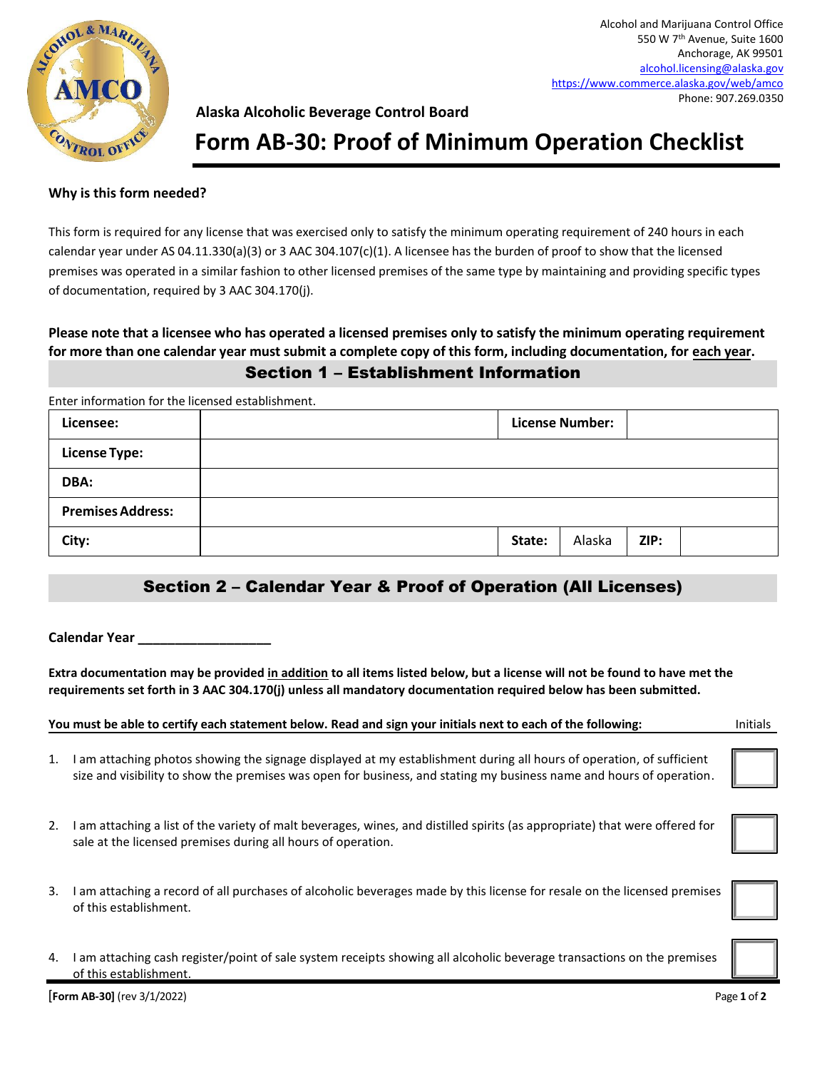Alcohol and Marijuana Control Office
550 W 7th Avenue, Suite 1600
Anchorage, AK 99501
alcohol.licensing@alaska.gov
https://www.commerce.alaska.gov/web/amco
Phone: 907.269.0350

**Alaska Alcoholic Beverage Control Board**

# Form AB-30: Proof of Minimum Operation Checklist

**Why is this form needed?**

This form is required for any license that was exercised only to satisfy the minimum operating requirement of 240 hours in each calendar year under AS 04.11.330(a)(3) or 3 AAC 304.107(c)(1). A licensee has the burden of proof to show that the licensed premises was operated in a similar fashion to other licensed premises of the same type by maintaining and providing specific types of documentation, required by 3 AAC 304.170(j).

**Please note that a licensee who has operated a licensed premises only to satisfy the minimum operating requirement for more than one calendar year must submit a complete copy of this form, including documentation, for each year.**

## Section 1 – Establishment Information

Enter information for the licensed establishment.

| **Licensee:** | | **License Number:** | | | |
|---|---|---|---|---|---|
| **License Type:** | | | | | |
| **DBA:** | | | | | |
| **Premises Address:** | | | | | |
| **City:** | | **State:** | Alaska | **ZIP:** | |

## Section 2 – Calendar Year & Proof of Operation (All Licenses)

**Calendar Year ________________**

**Extra documentation may be provided in addition to all items listed below, but a license will not be found to have met the requirements set forth in 3 AAC 304.170(j) unless all mandatory documentation required below has been submitted.**

**You must be able to certify each statement below. Read and sign your initials next to each of the following:** Initials

1. I am attaching photos showing the signage displayed at my establishment during all hours of operation, of sufficient size and visibility to show the premises was open for business, and stating my business name and hours of operation. ☐

2. I am attaching a list of the variety of malt beverages, wines, and distilled spirits (as appropriate) that were offered for sale at the licensed premises during all hours of operation. ☐

3. I am attaching a record of all purchases of alcoholic beverages made by this license for resale on the licensed premises of this establishment. ☐

4. I am attaching cash register/point of sale system receipts showing all alcoholic beverage transactions on the premises of this establishment. ☐

**[Form AB-30]** (rev 3/1/2022)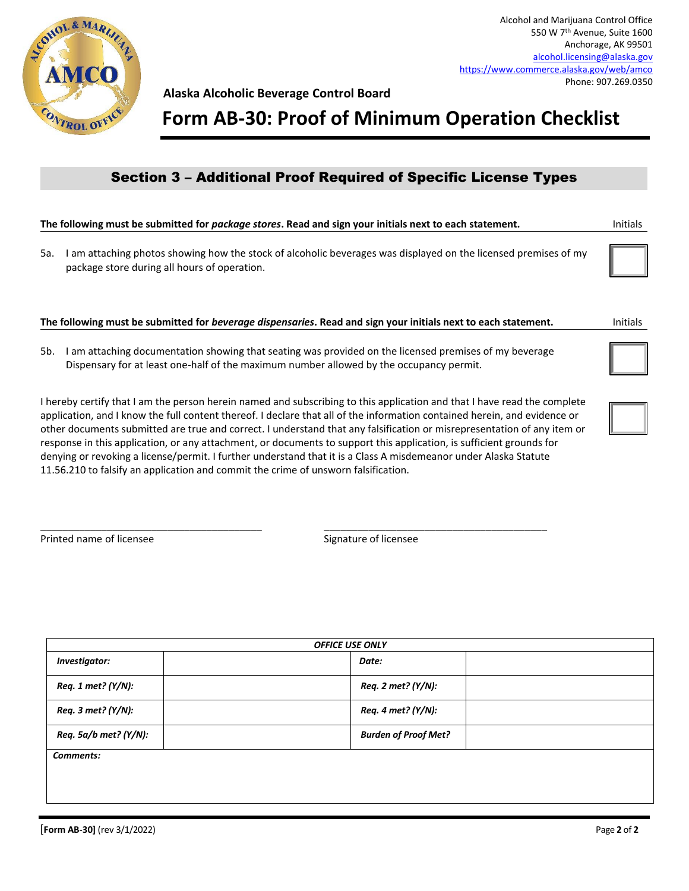Alcohol and Marijuana Control Office
550 W 7th Avenue, Suite 1600
Anchorage, AK 99501
alcohol.licensing@alaska.gov
https://www.commerce.alaska.gov/web/amco
Phone: 907.269.0350

**Alaska Alcoholic Beverage Control Board**

# Form AB-30: Proof of Minimum Operation Checklist

## Section 3 – Additional Proof Required of Specific License Types

**The following must be submitted for *package stores*. Read and sign your initials next to each statement.** Initials

5a. I am attaching photos showing how the stock of alcoholic beverages was displayed on the licensed premises of my package store during all hours of operation. ☐

**The following must be submitted for *beverage dispensaries*. Read and sign your initials next to each statement.** Initials

5b. I am attaching documentation showing that seating was provided on the licensed premises of my beverage Dispensary for at least one-half of the maximum number allowed by the occupancy permit. ☐

I hereby certify that I am the person herein named and subscribing to this application and that I have read the complete application, and I know the full content thereof. I declare that all of the information contained herein, and evidence or other documents submitted are true and correct. I understand that any falsification or misrepresentation of any item or response in this application, or any attachment, or documents to support this application, is sufficient grounds for denying or revoking a license/permit. I further understand that it is a Class A misdemeanor under Alaska Statute 11.56.210 to falsify an application and commit the crime of unsworn falsification. ☐

_______________________________________ Printed name of licensee

_______________________________________ Signature of licensee

| *OFFICE USE ONLY* | | | |
|---|---|---|---|
| ***Investigator:*** | | ***Date:*** | |
| ***Req. 1 met? (Y/N):*** | | ***Req. 2 met? (Y/N):*** | |
| ***Req. 3 met? (Y/N):*** | | ***Req. 4 met? (Y/N):*** | |
| ***Req. 5a/b met? (Y/N):*** | | ***Burden of Proof Met?*** | |
| ***Comments:*** | | | |

**[Form AB-30]** (rev 3/1/2022)